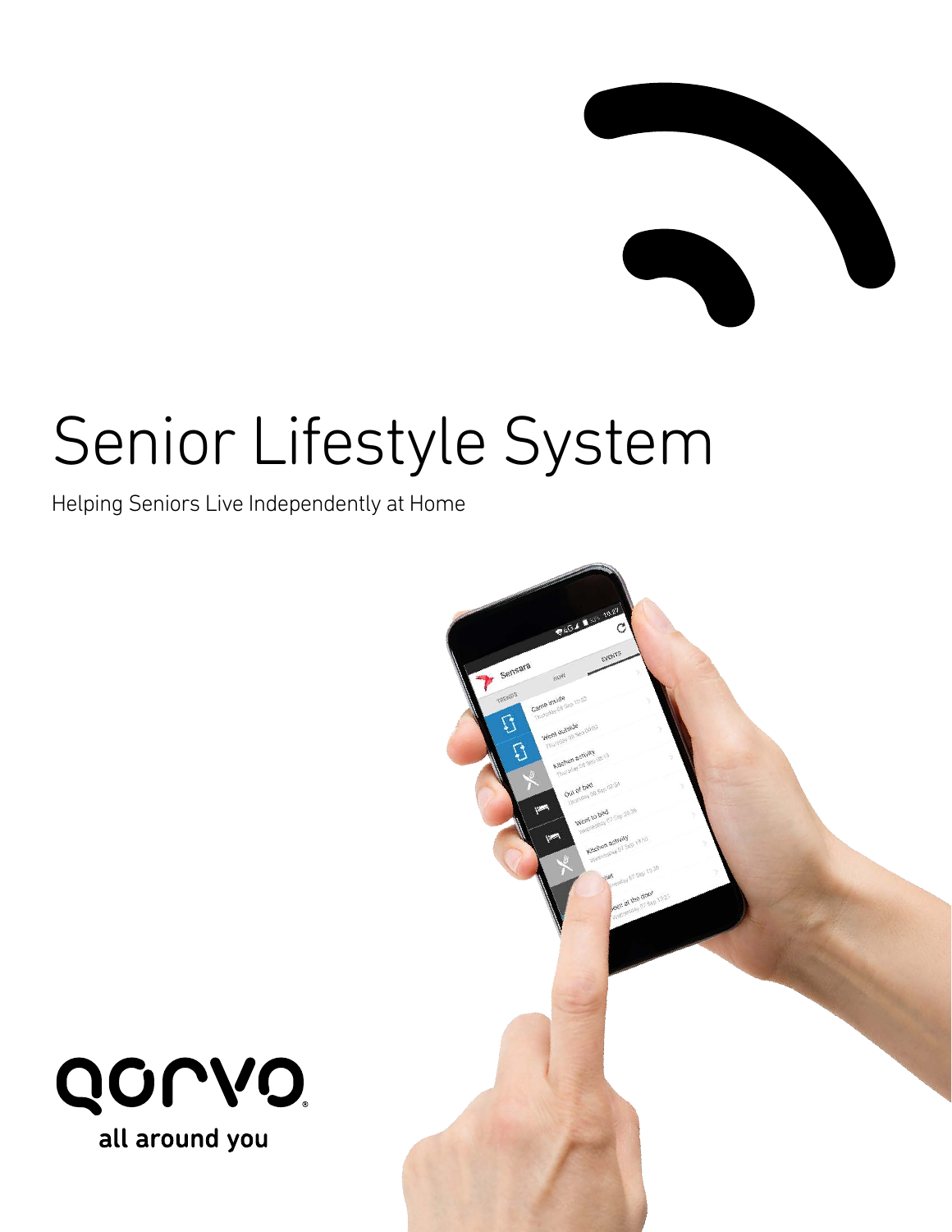# Senior Lifestyle System

Helping Seniors Live Independently at Home

all around you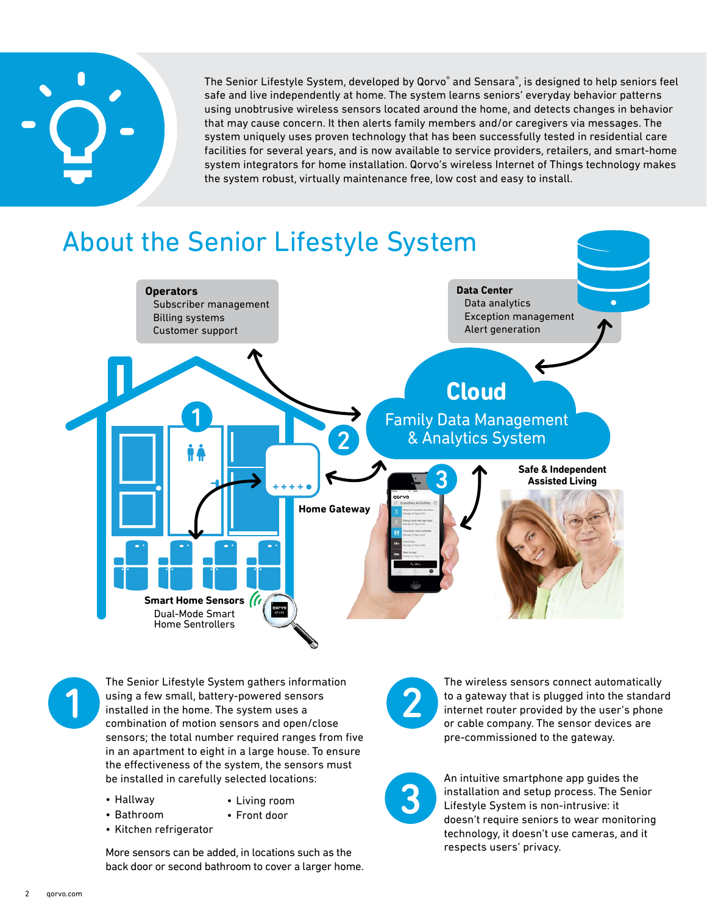The Senior Lifestyle System, developed by Qorvo® and Sensara®, is designed to help seniors feel safe and live independently at home. The system learns seniors' everyday behavior patterns using unobtrusive wireless sensors located around the home, and detects changes in behavior that may cause concern. It then alerts family members and/or caregivers via messages. The system uniquely uses proven technology that has been successfully tested in residential care facilities for several years, and is now available to service providers, retailers, and smart-home system integrators for home installation. Qorvo's wireless Internet of Things technology makes the system robust, virtually maintenance free, low cost and easy to install.

# About the Senior Lifestyle System

**Operators**
Subscriber management
Billing systems
Customer support

**Data Center**
Data analytics
Exception management
Alert generation

**Cloud**
Family Data Management & Analytics System

**Home Gateway**

**Safe & Independent Assisted Living**

**Smart Home Sensors**
Dual-Mode Smart Home Sentrollers

**1** The Senior Lifestyle System gathers information using a few small, battery-powered sensors installed in the home. The system uses a combination of motion sensors and open/close sensors; the total number required ranges from five in an apartment to eight in a large house. To ensure the effectiveness of the system, the sensors must be installed in carefully selected locations:

- Hallway
- Bathroom
- Kitchen refrigerator
- Living room
- Front door

More sensors can be added, in locations such as the back door or second bathroom to cover a larger home.

**2** The wireless sensors connect automatically to a gateway that is plugged into the standard internet router provided by the user's phone or cable company. The sensor devices are pre-commissioned to the gateway.

**3** An intuitive smartphone app guides the installation and setup process. The Senior Lifestyle System is non-intrusive: it doesn't require seniors to wear monitoring technology, it doesn't use cameras, and it respects users' privacy.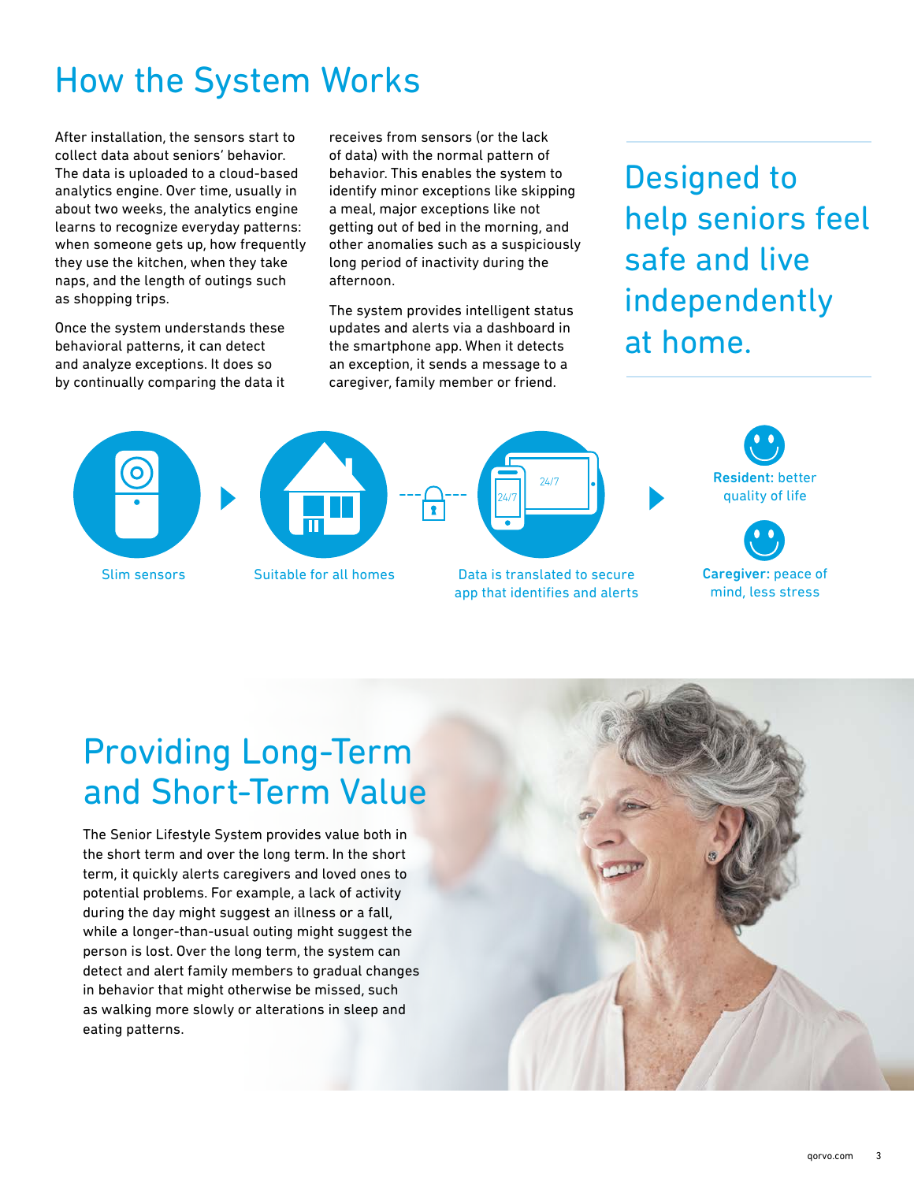# How the System Works

After installation, the sensors start to collect data about seniors' behavior. The data is uploaded to a cloud-based analytics engine. Over time, usually in about two weeks, the analytics engine learns to recognize everyday patterns: when someone gets up, how frequently they use the kitchen, when they take naps, and the length of outings such as shopping trips.

Once the system understands these behavioral patterns, it can detect and analyze exceptions. It does so by continually comparing the data it receives from sensors (or the lack of data) with the normal pattern of behavior. This enables the system to identify minor exceptions like skipping a meal, major exceptions like not getting out of bed in the morning, and other anomalies such as a suspiciously long period of inactivity during the afternoon.

The system provides intelligent status updates and alerts via a dashboard in the smartphone app. When it detects an exception, it sends a message to a caregiver, family member or friend.

Designed to help seniors feel safe and live independently at home.

Slim sensors

Suitable for all homes

Data is translated to secure app that identifies and alerts

**Resident:** better quality of life

**Caregiver:** peace of mind, less stress

## Providing Long-Term and Short-Term Value

The Senior Lifestyle System provides value both in the short term and over the long term. In the short term, it quickly alerts caregivers and loved ones to potential problems. For example, a lack of activity during the day might suggest an illness or a fall, while a longer-than-usual outing might suggest the person is lost. Over the long term, the system can detect and alert family members to gradual changes in behavior that might otherwise be missed, such as walking more slowly or alterations in sleep and eating patterns.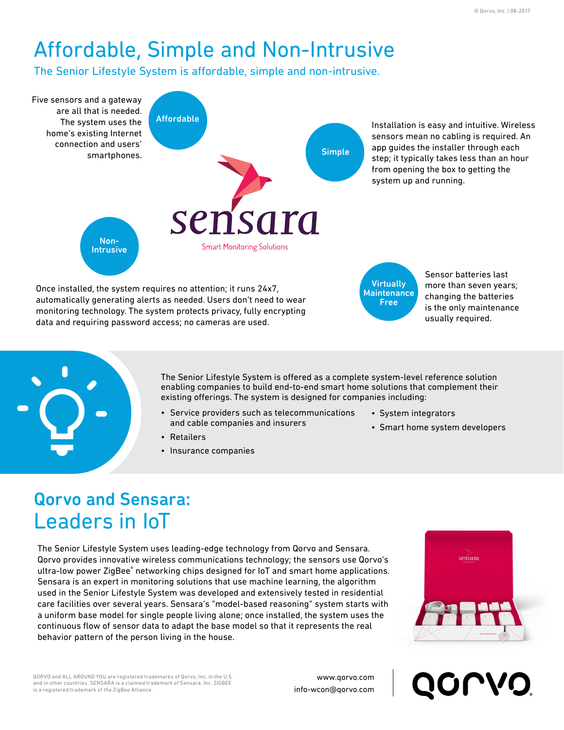# Affordable, Simple and Non-Intrusive

The Senior Lifestyle System is affordable, simple and non-intrusive.

**Affordable**

Five sensors and a gateway are all that is needed. The system uses the home's existing Internet connection and users' smartphones.

**Simple**

Installation is easy and intuitive. Wireless sensors mean no cabling is required. An app guides the installer through each step; it typically takes less than an hour from opening the box to getting the system up and running.

sensara

Smart Monitoring Solutions

**Non-Intrusive**

Once installed, the system requires no attention; it runs 24x7, automatically generating alerts as needed. Users don't need to wear monitoring technology. The system protects privacy, fully encrypting data and requiring password access; no cameras are used.

**Virtually Maintenance Free**

Sensor batteries last more than seven years; changing the batteries is the only maintenance usually required.

The Senior Lifestyle System is offered as a complete system-level reference solution enabling companies to build end-to-end smart home solutions that complement their existing offerings. The system is designed for companies including:

- Service providers such as telecommunications and cable companies and insurers
- Retailers
- Insurance companies
- System integrators
- Smart home system developers

## Qorvo and Sensara: Leaders in IoT

The Senior Lifestyle System uses leading-edge technology from Qorvo and Sensara. Qorvo provides innovative wireless communications technology; the sensors use Qorvo's ultra-low power ZigBee® networking chips designed for IoT and smart home applications. Sensara is an expert in monitoring solutions that use machine learning, the algorithm used in the Senior Lifestyle System was developed and extensively tested in residential care facilities over several years. Sensara's "model-based reasoning" system starts with a uniform base model for single people living alone; once installed, the system uses the continuous flow of sensor data to adapt the base model so that it represents the real behavior pattern of the person living in the house.

QORVO and ALL AROUND YOU are registered trademarks of Qorvo, Inc. in the U.S. and in other countries. SENSARA is a claimed trademark of Sensara, Inc. ZIGBEE is a registered trademark of the ZigBee Alliance.

www.qorvo.com
info-wcon@qorvo.com